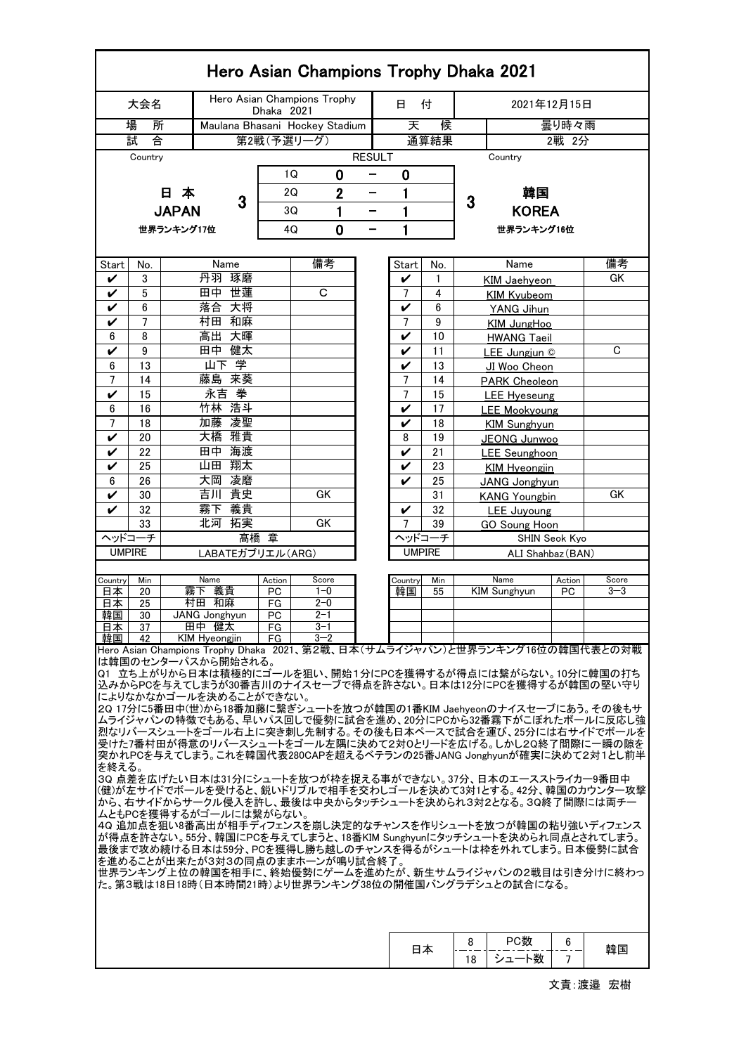# Hero Asian Champions Trophy Dhaka 2021

| 大会名 | Hero Asian Champions Trophy Dhaka 2021 | 日　付 | 2021年12月15日 |
|---|---|---|---|
| 場　所 | Maulana Bhasani Hockey Stadium | 天　候 | 曇り時々雨 |
| 試　合 | 第2戦（予選リーグ） | 通算結果 | 2戦 2分 |

| Country | | | RESULT | | | | Country |
|---|---|---|---|---|---|---|---|
| 日 本 JAPAN 世界ランキング17位 | 3 | 1Q | 0 | － | 0 | 3 | 韓国 KOREA 世界ランキング16位 |
| | | 2Q | 2 | － | 1 | | |
| | | 3Q | 1 | － | 1 | | |
| | | 4Q | 0 | － | 1 | | |

| Start | No. | Name | 備考 | Start | No. | Name | 備考 |
|---|---|---|---|---|---|---|---|
| ✔ | 3 | 丹羽　琢磨 | | ✔ | 1 | KIM Jaehyeon | GK |
| ✔ | 5 | 田中　世蓮 | C | 7 | 4 | KIM Kyubeom | |
| ✔ | 6 | 落合　大将 | | ✔ | 6 | YANG Jihun | |
| ✔ | 7 | 村田　和麻 | | 7 | 9 | KIM JungHoo | |
| 6 | 8 | 高出　大暉 | | ✔ | 10 | HWANG Taeil | |
| ✔ | 9 | 田中　健太 | | ✔ | 11 | LEE Jungjun © | C |
| 6 | 13 | 山下　学 | | ✔ | 13 | JI Woo Cheon | |
| 7 | 14 | 藤島　来葵 | | 7 | 14 | PARK Cheoleon | |
| ✔ | 15 | 永吉　拳 | | 7 | 15 | LEE Hyeseung | |
| 6 | 16 | 竹林　浩斗 | | ✔ | 17 | LEE Mookyoung | |
| 7 | 18 | 加藤　凌聖 | | ✔ | 18 | KIM Sunghyun | |
| ✔ | 20 | 大橋　雅貴 | | 8 | 19 | JEONG Junwoo | |
| ✔ | 22 | 田中　海渡 | | ✔ | 21 | LEE Seunghoon | |
| ✔ | 25 | 山田　翔太 | | ✔ | 23 | KIM Hyeongjin | |
| 6 | 26 | 大岡　凌磨 | | ✔ | 25 | JANG Jonghyun | |
| ✔ | 30 | 吉川　貴史 | GK | | 31 | KANG Youngbin | GK |
| ✔ | 32 | 霧下　義貴 | | ✔ | 32 | LEE Juyoung | |
| | 33 | 北河　拓実 | GK | 7 | 39 | GO Soung Hoon | |
| ヘッドコーチ | | 高橋　章 | | ヘッドコーチ | | SHIN Seok Kyo | |
| UMPIRE | | LABATEガブリエル(ARG) | | UMPIRE | | ALI Shahbaz(BAN) | |

| Country | Min | Name | Action | Score | Country | Min | Name | Action | Score |
|---|---|---|---|---|---|---|---|---|---|
| 日本 | 20 | 霧下　義貴 | PC | 1−0 | 韓国 | 55 | KIM Sunghyun | PC | 3−3 |
| 日本 | 25 | 村田　和麻 | FG | 2−0 | | | | | |
| 韓国 | 30 | JANG Jonghyun | PC | 2−1 | | | | | |
| 日本 | 37 | 田中　健太 | FG | 3−1 | | | | | |
| 韓国 | 42 | KIM Hyeongjin | FG | 3−2 | | | | | |

Hero Asian Champions Trophy Dhaka 2021、第2戦、日本（サムライジャパン）と世界ランキング16位の韓国代表との対戦は韓国のセンターパスから開始される。

Q1 立ち上がりから日本は積極的にゴールを狙い、開始1分にPCを獲得するが得点には繋がらない。10分に韓国の打ち込みからPCを与えてしまうが30番吉川のナイスセーブで得点を許さない。日本は12分にPCを獲得するが韓国の堅い守りによりなかなかゴールを決めることができない。

2Q 17分に5番田中(世)から18番加藤に繋ぎシュートを放つが韓国の1番KIM Jaehyeonのナイスセーブにあう。その後もサムライジャパンの特徴でもある、早いパス回しで優勢に試合を進め、20分にPCから32番霧下がこぼれたボールに反応し強烈なリバースシュートをゴール右上に突き刺し先制する。その後も日本ペースで試合を運び、25分には右サイドでボールを受けた7番村田が得意のリバースシュートをゴール左隅に決めて2対0とリードを広げる。しかし2Q終了間際に一瞬の隙を突かれPCを与えてしまう。これを韓国代表280CAPを超えるベテランの25番JANG Jonghyunが確実に決めて2対1とし前半を終える。

3Q 点差を広げたい日本は31分にシュートを放つが枠を捉える事ができない。37分、日本のエースストライカー9番田中(健)が左サイドでボールを受けると、鋭いドリブルで相手を交わしゴールを決めて3対1とする。42分、韓国のカウンター攻撃から、右サイドからサークル侵入を許し、最後は中央からタッチシュートを決められ3対2となる。3Q終了間際には両チームともPCを獲得するがゴールには繋がらない。

4Q 追加点を狙い8番高出が相手ディフェンスを崩し決定的なチャンスを作りシュートを放つが韓国の粘り強いディフェンスが得点を許さない。55分、韓国にPCを与えてしまうと、18番KIM Sunghyunにタッチシュートを決められ同点とされてしまう。最後まで攻め続ける日本は59分、PCを獲得し勝ち越しのチャンスを得るがシュートは枠を外れてしまう。日本優勢に試合を進めることが出来たが3対3の同点のままホーンが鳴り試合終了。

世界ランキング上位の韓国を相手に、終始優勢にゲームを進めたが、新生サムライジャパンの2戦目は引き分けに終わった。第3戦は18日18時（日本時間21時）より世界ランキング38位の開催国バングラデシュとの試合になる。

| | | | | |
|---|---|---|---|---|
| 日本 | 8 | PC数 | 6 | 韓国 |
| | 18 | シュート数 | 7 | |

文責：渡邉　宏樹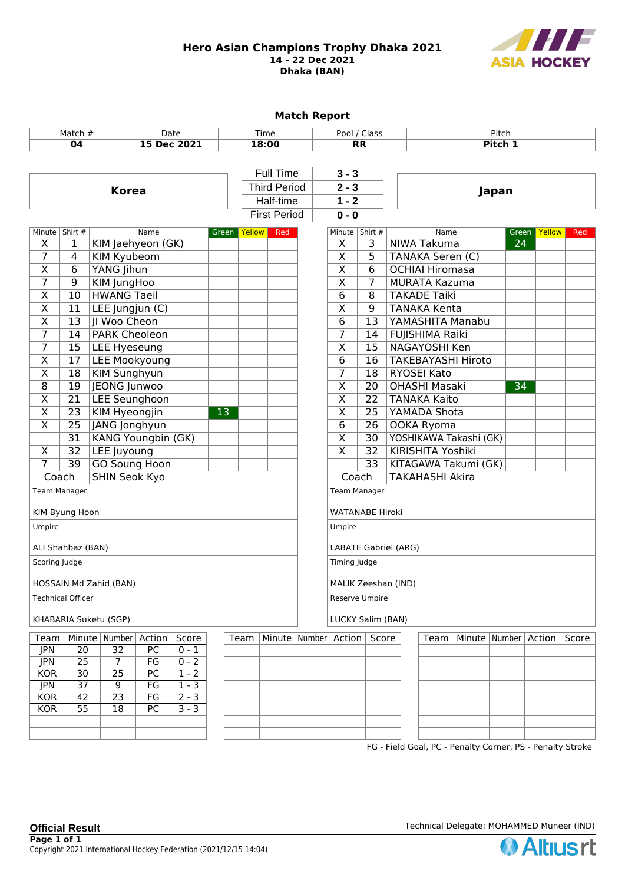# Hero Asian Champions Trophy Dhaka 2021

**14 - 22 Dec 2021**
**Dhaka (BAN)**

ASIA HOCKEY

## Match Report

| Match # | Date | Time | Pool / Class | Pitch |
|---|---|---|---|---|
| **04** | **15 Dec 2021** | **18:00** | **RR** | **Pitch 1** |

| Korea | | | Japan |
|---|---|---|---|
| | Full Time | **3 - 3** | |
| | Third Period | **2 - 3** | |
| | Half-time | **1 - 2** | |
| | First Period | **0 - 0** | |

### Korea

| Minute | Shirt # | Name | Green | Yellow | Red |
|---|---|---|---|---|---|
| X | 1 | KIM Jaehyeon (GK) | | | |
| 7 | 4 | KIM Kyubeom | | | |
| X | 6 | YANG Jihun | | | |
| 7 | 9 | KIM JungHoo | | | |
| X | 10 | HWANG Taeil | | | |
| X | 11 | LEE Jungjun (C) | | | |
| X | 13 | JI Woo Cheon | | | |
| 7 | 14 | PARK Cheoleon | | | |
| 7 | 15 | LEE Hyeseung | | | |
| X | 17 | LEE Mookyoung | | | |
| X | 18 | KIM Sunghyun | | | |
| 8 | 19 | JEONG Junwoo | | | |
| X | 21 | LEE Seunghoon | | | |
| X | 23 | KIM Hyeongjin | 13 | | |
| X | 25 | JANG Jonghyun | | | |
| | 31 | KANG Youngbin (GK) | | | |
| X | 32 | LEE Juyoung | | | |
| 7 | 39 | GO Soung Hoon | | | |
| Coach | | SHIN Seok Kyo | | | |

Team Manager

KIM Byung Hoon

Umpire

ALI Shahbaz (BAN)

Scoring Judge

HOSSAIN Md Zahid (BAN)

Technical Officer

KHABARIA Suketu (SGP)

### Japan

| Minute | Shirt # | Name | Green | Yellow | Red |
|---|---|---|---|---|---|
| X | 3 | NIWA Takuma | 24 | | |
| X | 5 | TANAKA Seren (C) | | | |
| X | 6 | OCHIAI Hiromasa | | | |
| X | 7 | MURATA Kazuma | | | |
| 6 | 8 | TAKADE Taiki | | | |
| X | 9 | TANAKA Kenta | | | |
| 6 | 13 | YAMASHITA Manabu | | | |
| 7 | 14 | FUJISHIMA Raiki | | | |
| X | 15 | NAGAYOSHI Ken | | | |
| 6 | 16 | TAKEBAYASHI Hiroto | | | |
| 7 | 18 | RYOSEI Kato | | | |
| X | 20 | OHASHI Masaki | 34 | | |
| X | 22 | TANAKA Kaito | | | |
| X | 25 | YAMADA Shota | | | |
| 6 | 26 | OOKA Ryoma | | | |
| X | 30 | YOSHIKAWA Takashi (GK) | | | |
| X | 32 | KIRISHITA Yoshiki | | | |
| | 33 | KITAGAWA Takumi (GK) | | | |
| Coach | | TAKAHASHI Akira | | | |

Team Manager

WATANABE Hiroki

Umpire

LABATE Gabriel (ARG)

Timing Judge

MALIK Zeeshan (IND)

Reserve Umpire

LUCKY Salim (BAN)

### Goals

| Team | Minute | Number | Action | Score |
|---|---|---|---|---|
| JPN | 20 | 32 | PC | 0 - 1 |
| JPN | 25 | 7 | FG | 0 - 2 |
| KOR | 30 | 25 | PC | 1 - 2 |
| JPN | 37 | 9 | FG | 1 - 3 |
| KOR | 42 | 23 | FG | 2 - 3 |
| KOR | 55 | 18 | PC | 3 - 3 |

FG - Field Goal, PC - Penalty Corner, PS - Penalty Stroke

**Official Result**

Technical Delegate: MOHAMMED Muneer (IND)

Copyright 2021 International Hockey Federation (2021/12/15 14:04)